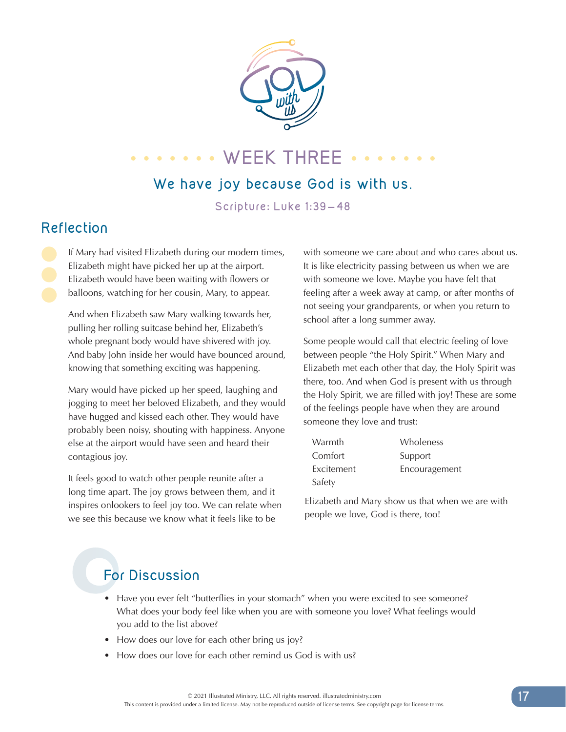# WEEK THREE

## We have joy because God is with us.

Scripture: Luke 1:39–48

## Reflection

If Mary had visited Elizabeth during our modern times, Elizabeth might have picked her up at the airport. Elizabeth would have been waiting with flowers or balloons, watching for her cousin, Mary, to appear.

And when Elizabeth saw Mary walking towards her, pulling her rolling suitcase behind her, Elizabeth's whole pregnant body would have shivered with joy. And baby John inside her would have bounced around, knowing that something exciting was happening.

Mary would have picked up her speed, laughing and jogging to meet her beloved Elizabeth, and they would have hugged and kissed each other. They would have probably been noisy, shouting with happiness. Anyone else at the airport would have seen and heard their contagious joy.

It feels good to watch other people reunite after a long time apart. The joy grows between them, and it inspires onlookers to feel joy too. We can relate when we see this because we know what it feels like to be with someone we care about and who cares about us. It is like electricity passing between us when we are with someone we love. Maybe you have felt that feeling after a week away at camp, or after months of not seeing your grandparents, or when you return to school after a long summer away.

Some people would call that electric feeling of love between people "the Holy Spirit." When Mary and Elizabeth met each other that day, the Holy Spirit was there, too. And when God is present with us through the Holy Spirit, we are filled with joy! These are some of the feelings people have when they are around someone they love and trust:

- Warmth
- Comfort
- Excitement
- Safety
- Wholeness
- Support
- Encouragement

Elizabeth and Mary show us that when we are with people we love, God is there, too!

## For Discussion

- Have you ever felt "butterflies in your stomach" when you were excited to see someone? What does your body feel like when you are with someone you love? What feelings would you add to the list above?
- How does our love for each other bring us joy?
- How does our love for each other remind us God is with us?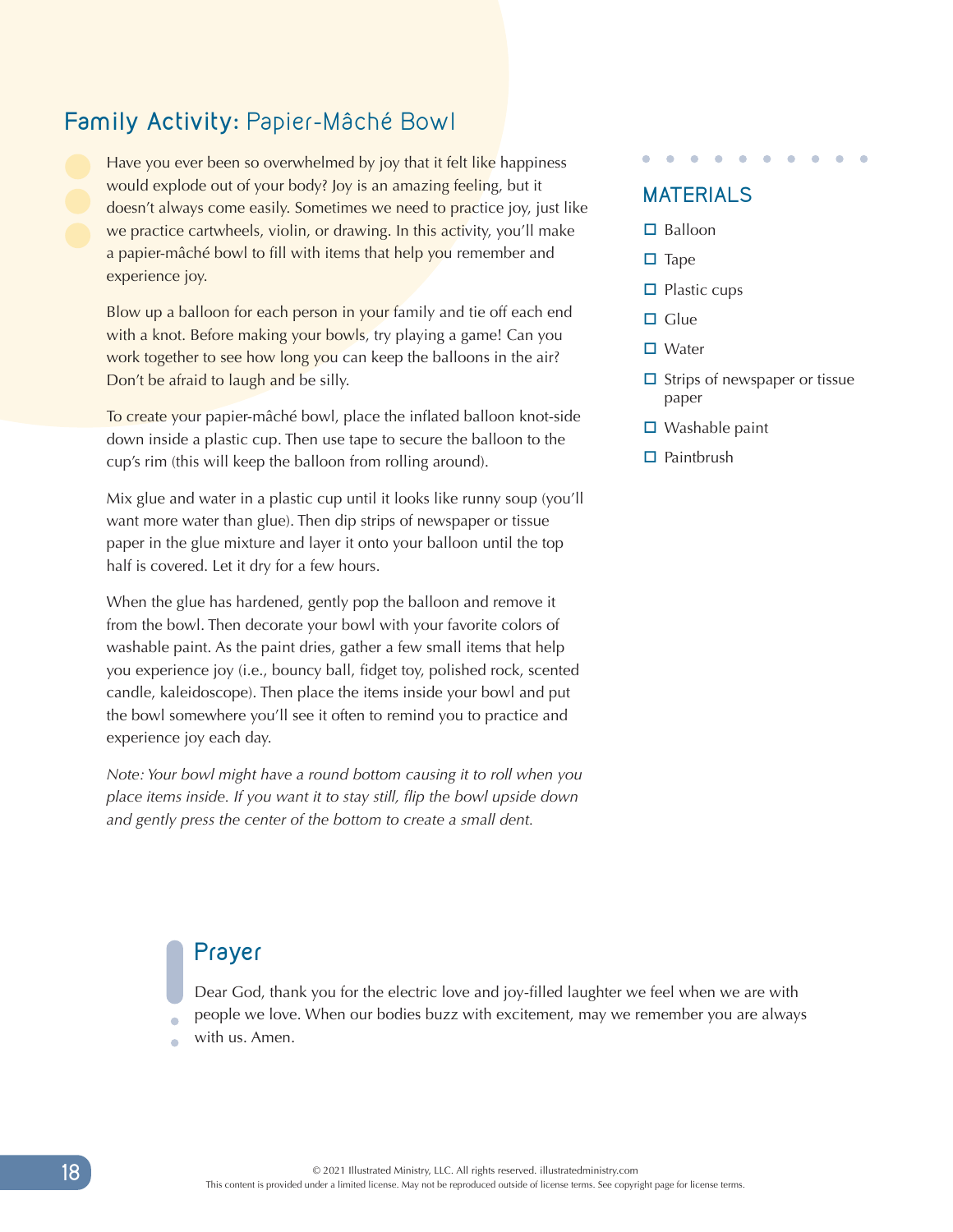## **Family Activity:** Papier-Mâché Bowl

Have you ever been so overwhelmed by joy that it felt like happiness would explode out of your body? Joy is an amazing feeling, but it doesn't always come easily. Sometimes we need to practice joy, just like we practice cartwheels, violin, or drawing. In this activity, you'll make a papier-mâché bowl to fill with items that help you remember and experience joy.

Blow up a balloon for each person in your family and tie off each end with a knot. Before making your bowls, try playing a game! Can you work together to see how long you can keep the balloons in the air? Don't be afraid to laugh and be silly.

To create your papier-mâché bowl, place the inflated balloon knot-side down inside a plastic cup. Then use tape to secure the balloon to the cup's rim (this will keep the balloon from rolling around).

Mix glue and water in a plastic cup until it looks like runny soup (you'll want more water than glue). Then dip strips of newspaper or tissue paper in the glue mixture and layer it onto your balloon until the top half is covered. Let it dry for a few hours.

When the glue has hardened, gently pop the balloon and remove it from the bowl. Then decorate your bowl with your favorite colors of washable paint. As the paint dries, gather a few small items that help you experience joy (i.e., bouncy ball, fidget toy, polished rock, scented candle, kaleidoscope). Then place the items inside your bowl and put the bowl somewhere you'll see it often to remind you to practice and experience joy each day.

*Note: Your bowl might have a round bottom causing it to roll when you place items inside. If you want it to stay still, flip the bowl upside down and gently press the center of the bottom to create a small dent.*

### MATERIALS

- ☐ Balloon
- ☐ Tape
- ☐ Plastic cups
- ☐ Glue
- ☐ Water
- ☐ Strips of newspaper or tissue paper
- ☐ Washable paint
- ☐ Paintbrush

## Prayer

Dear God, thank you for the electric love and joy-filled laughter we feel when we are with people we love. When our bodies buzz with excitement, may we remember you are always with us. Amen.

© 2021 Illustrated Ministry, LLC. All rights reserved. illustratedministry.com
This content is provided under a limited license. May not be reproduced outside of license terms. See copyright page for license terms.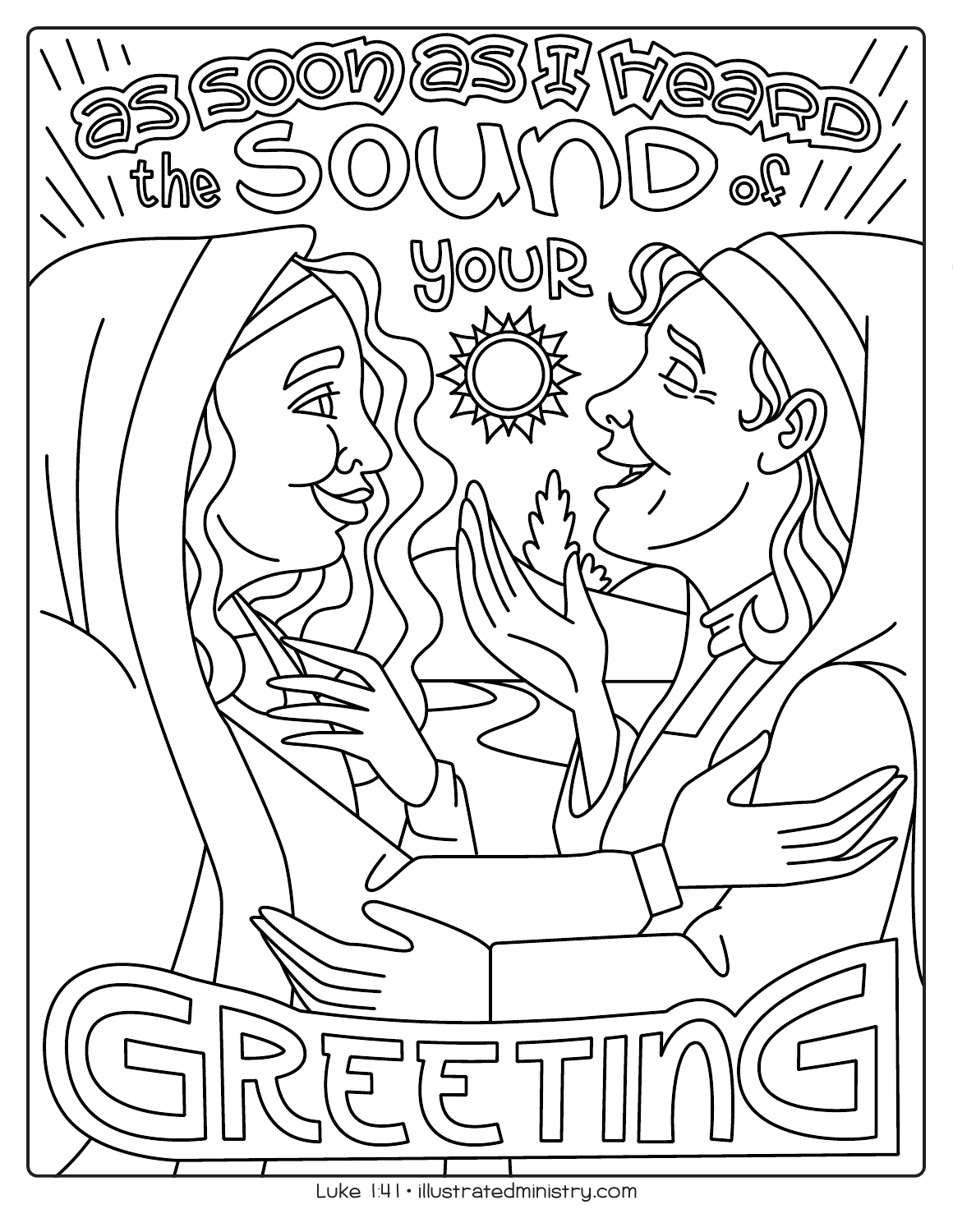as soon as I heard the SOUND of your GREETING

Luke 1:41 • illustratedministry.com